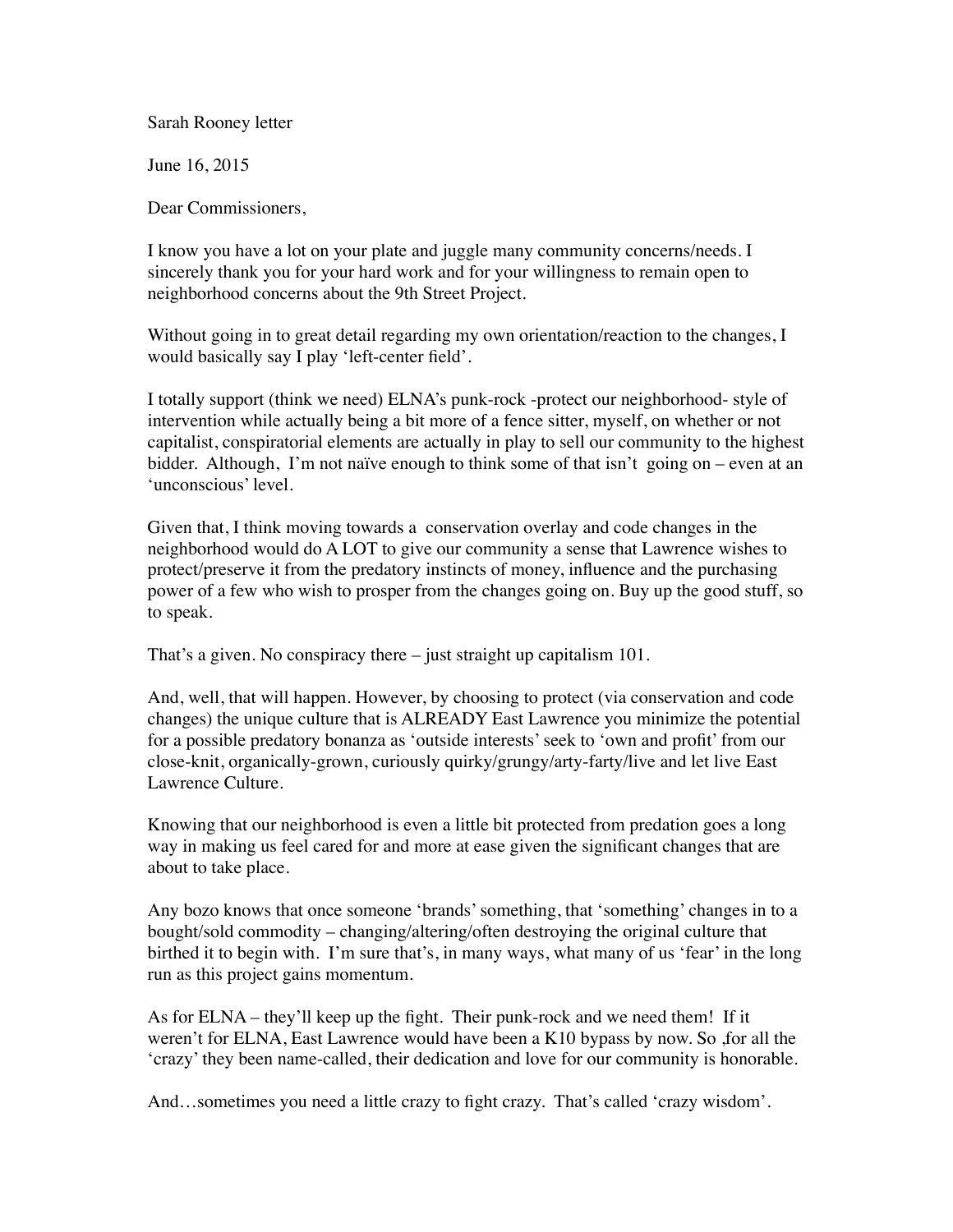Sarah Rooney letter

June 16, 2015

Dear Commissioners,

I know you have a lot on your plate and juggle many community concerns/needs. I sincerely thank you for your hard work and for your willingness to remain open to neighborhood concerns about the 9th Street Project.

Without going in to great detail regarding my own orientation/reaction to the changes, I would basically say I play 'left-center field'.

I totally support (think we need) ELNA's punk-rock -protect our neighborhood- style of intervention while actually being a bit more of a fence sitter, myself, on whether or not capitalist, conspiratorial elements are actually in play to sell our community to the highest bidder. Although, I'm not naïve enough to think some of that isn't going on – even at an 'unconscious' level.

Given that, I think moving towards a conservation overlay and code changes in the neighborhood would do A LOT to give our community a sense that Lawrence wishes to protect/preserve it from the predatory instincts of money, influence and the purchasing power of a few who wish to prosper from the changes going on. Buy up the good stuff, so to speak.

That's a given. No conspiracy there – just straight up capitalism 101.

And, well, that will happen. However, by choosing to protect (via conservation and code changes) the unique culture that is ALREADY East Lawrence you minimize the potential for a possible predatory bonanza as 'outside interests' seek to 'own and profit' from our close-knit, organically-grown, curiously quirky/grungy/arty-farty/live and let live East Lawrence Culture.

Knowing that our neighborhood is even a little bit protected from predation goes a long way in making us feel cared for and more at ease given the significant changes that are about to take place.

Any bozo knows that once someone 'brands' something, that 'something' changes in to a bought/sold commodity – changing/altering/often destroying the original culture that birthed it to begin with. I'm sure that's, in many ways, what many of us 'fear' in the long run as this project gains momentum.

As for ELNA – they'll keep up the fight. Their punk-rock and we need them! If it weren't for ELNA, East Lawrence would have been a K10 bypass by now. So ,for all the 'crazy' they been name-called, their dedication and love for our community is honorable.

And…sometimes you need a little crazy to fight crazy. That's called 'crazy wisdom'.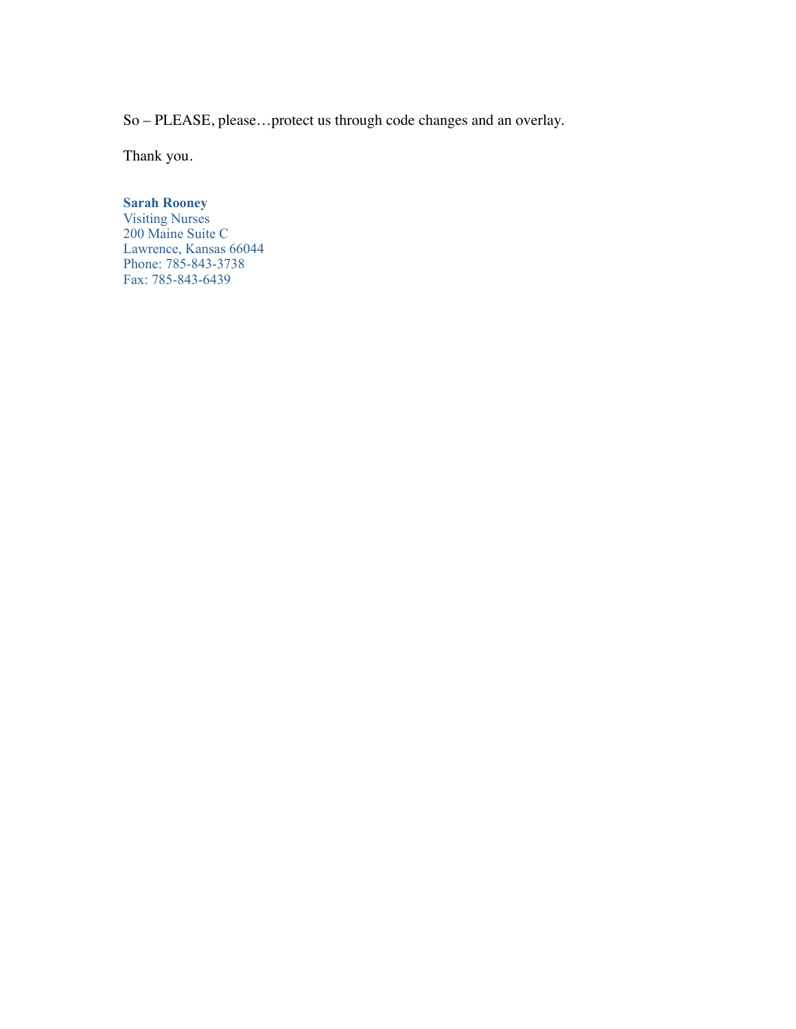So – PLEASE, please…protect us through code changes and an overlay.

Thank you.

**Sarah Rooney**
Visiting Nurses
200 Maine Suite C
Lawrence, Kansas 66044
Phone: 785-843-3738
Fax: 785-843-6439